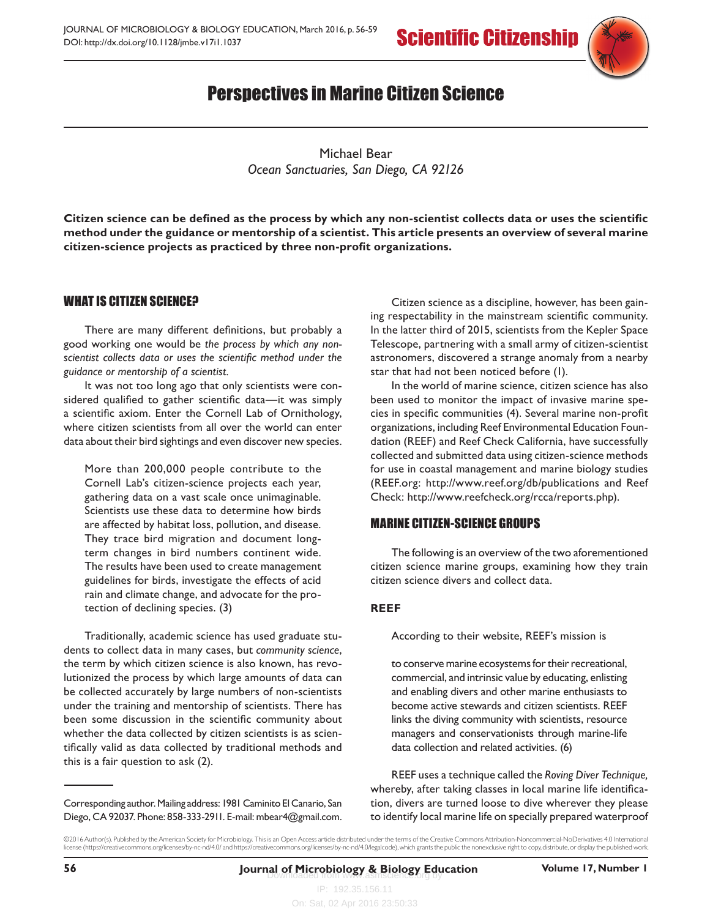# Perspectives in Marine Citizen Science

Michael Bear
*Ocean Sanctuaries, San Diego, CA 92126*

**Citizen science can be defined as the process by which any non-scientist collects data or uses the scientific method under the guidance or mentorship of a scientist. This article presents an overview of several marine citizen-science projects as practiced by three non-profit organizations.**

## WHAT IS CITIZEN SCIENCE?

There are many different definitions, but probably a good working one would be *the process by which any non-scientist collects data or uses the scientific method under the guidance or mentorship of a scientist.*

It was not too long ago that only scientists were considered qualified to gather scientific data—it was simply a scientific axiom. Enter the Cornell Lab of Ornithology, where citizen scientists from all over the world can enter data about their bird sightings and even discover new species.

> More than 200,000 people contribute to the Cornell Lab's citizen-science projects each year, gathering data on a vast scale once unimaginable. Scientists use these data to determine how birds are affected by habitat loss, pollution, and disease. They trace bird migration and document long-term changes in bird numbers continent wide. The results have been used to create management guidelines for birds, investigate the effects of acid rain and climate change, and advocate for the protection of declining species. (3)

Traditionally, academic science has used graduate students to collect data in many cases, but *community science*, the term by which citizen science is also known, has revolutionized the process by which large amounts of data can be collected accurately by large numbers of non-scientists under the training and mentorship of scientists. There has been some discussion in the scientific community about whether the data collected by citizen scientists is as scientifically valid as data collected by traditional methods and this is a fair question to ask (2).

Citizen science as a discipline, however, has been gaining respectability in the mainstream scientific community. In the latter third of 2015, scientists from the Kepler Space Telescope, partnering with a small army of citizen-scientist astronomers, discovered a strange anomaly from a nearby star that had not been noticed before (1).

In the world of marine science, citizen science has also been used to monitor the impact of invasive marine species in specific communities (4). Several marine non-profit organizations, including Reef Environmental Education Foundation (REEF) and Reef Check California, have successfully collected and submitted data using citizen-science methods for use in coastal management and marine biology studies (REEF.org: http://www.reef.org/db/publications and Reef Check: http://www.reefcheck.org/rcca/reports.php).

## MARINE CITIZEN-SCIENCE GROUPS

The following is an overview of the two aforementioned citizen science marine groups, examining how they train citizen science divers and collect data.

### REEF

According to their website, REEF's mission is

> to conserve marine ecosystems for their recreational, commercial, and intrinsic value by educating, enlisting and enabling divers and other marine enthusiasts to become active stewards and citizen scientists. REEF links the diving community with scientists, resource managers and conservationists through marine-life data collection and related activities. (6)

REEF uses a technique called the *Roving Diver Technique,* whereby, after taking classes in local marine life identification, divers are turned loose to dive wherever they please to identify local marine life on specially prepared waterproof

---

Corresponding author. Mailing address: 1981 Caminito El Canario, San Diego, CA 92037. Phone: 858-333-2911. E-mail: mbear4@gmail.com.

©2016 Author(s). Published by the American Society for Microbiology. This is an Open Access article distributed under the terms of the Creative Commons Attribution-Noncommercial-NoDerivatives 4.0 International license (https://creativecommons.org/licenses/by-nc-nd/4.0/ and https://creativecommons.org/licenses/by-nc-nd/4.0/legalcode), which grants the public the nonexclusive right to copy, distribute, or display the published work.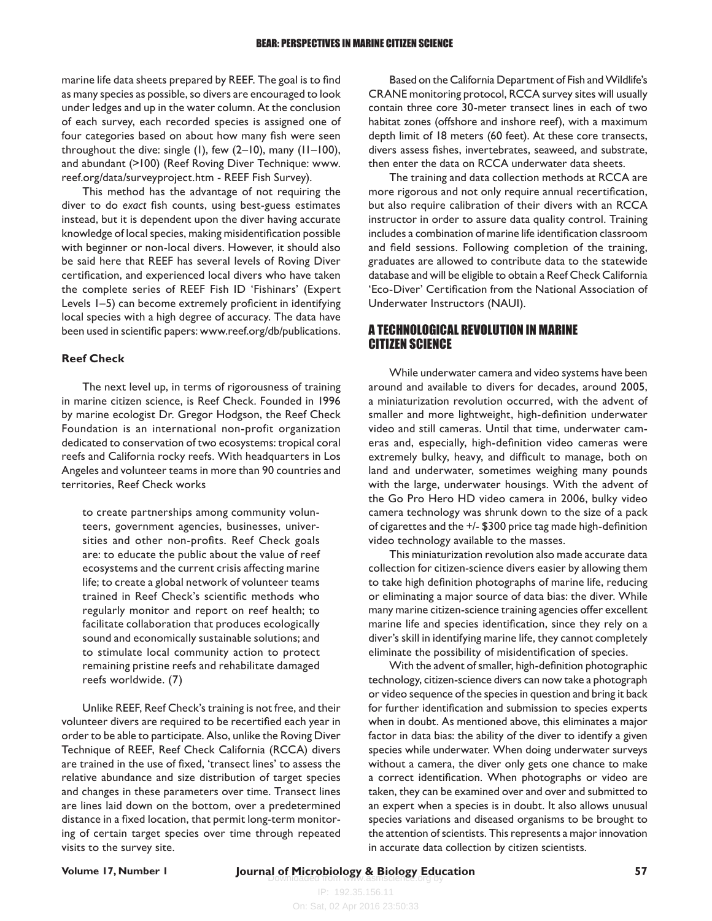marine life data sheets prepared by REEF. The goal is to find as many species as possible, so divers are encouraged to look under ledges and up in the water column. At the conclusion of each survey, each recorded species is assigned one of four categories based on about how many fish were seen throughout the dive: single (1), few (2–10), many (11–100), and abundant (>100) (Reef Roving Diver Technique: www.reef.org/data/surveyproject.htm - REEF Fish Survey).

This method has the advantage of not requiring the diver to do *exact* fish counts, using best-guess estimates instead, but it is dependent upon the diver having accurate knowledge of local species, making misidentification possible with beginner or non-local divers. However, it should also be said here that REEF has several levels of Roving Diver certification, and experienced local divers who have taken the complete series of REEF Fish ID 'Fishinars' (Expert Levels 1–5) can become extremely proficient in identifying local species with a high degree of accuracy. The data have been used in scientific papers: www.reef.org/db/publications.

### Reef Check

The next level up, in terms of rigorousness of training in marine citizen science, is Reef Check. Founded in 1996 by marine ecologist Dr. Gregor Hodgson, the Reef Check Foundation is an international non-profit organization dedicated to conservation of two ecosystems: tropical coral reefs and California rocky reefs. With headquarters in Los Angeles and volunteer teams in more than 90 countries and territories, Reef Check works

> to create partnerships among community volunteers, government agencies, businesses, universities and other non-profits. Reef Check goals are: to educate the public about the value of reef ecosystems and the current crisis affecting marine life; to create a global network of volunteer teams trained in Reef Check's scientific methods who regularly monitor and report on reef health; to facilitate collaboration that produces ecologically sound and economically sustainable solutions; and to stimulate local community action to protect remaining pristine reefs and rehabilitate damaged reefs worldwide. (7)

Unlike REEF, Reef Check's training is not free, and their volunteer divers are required to be recertified each year in order to be able to participate. Also, unlike the Roving Diver Technique of REEF, Reef Check California (RCCA) divers are trained in the use of fixed, 'transect lines' to assess the relative abundance and size distribution of target species and changes in these parameters over time. Transect lines are lines laid down on the bottom, over a predetermined distance in a fixed location, that permit long-term monitoring of certain target species over time through repeated visits to the survey site.

Based on the California Department of Fish and Wildlife's CRANE monitoring protocol, RCCA survey sites will usually contain three core 30-meter transect lines in each of two habitat zones (offshore and inshore reef), with a maximum depth limit of 18 meters (60 feet). At these core transects, divers assess fishes, invertebrates, seaweed, and substrate, then enter the data on RCCA underwater data sheets.

The training and data collection methods at RCCA are more rigorous and not only require annual recertification, but also require calibration of their divers with an RCCA instructor in order to assure data quality control. Training includes a combination of marine life identification classroom and field sessions. Following completion of the training, graduates are allowed to contribute data to the statewide database and will be eligible to obtain a Reef Check California 'Eco-Diver' Certification from the National Association of Underwater Instructors (NAUI).

## A TECHNOLOGICAL REVOLUTION IN MARINE CITIZEN SCIENCE

While underwater camera and video systems have been around and available to divers for decades, around 2005, a miniaturization revolution occurred, with the advent of smaller and more lightweight, high-definition underwater video and still cameras. Until that time, underwater cameras and, especially, high-definition video cameras were extremely bulky, heavy, and difficult to manage, both on land and underwater, sometimes weighing many pounds with the large, underwater housings. With the advent of the Go Pro Hero HD video camera in 2006, bulky video camera technology was shrunk down to the size of a pack of cigarettes and the +/- $300 price tag made high-definition video technology available to the masses.

This miniaturization revolution also made accurate data collection for citizen-science divers easier by allowing them to take high definition photographs of marine life, reducing or eliminating a major source of data bias: the diver. While many marine citizen-science training agencies offer excellent marine life and species identification, since they rely on a diver's skill in identifying marine life, they cannot completely eliminate the possibility of misidentification of species.

With the advent of smaller, high-definition photographic technology, citizen-science divers can now take a photograph or video sequence of the species in question and bring it back for further identification and submission to species experts when in doubt. As mentioned above, this eliminates a major factor in data bias: the ability of the diver to identify a given species while underwater. When doing underwater surveys without a camera, the diver only gets one chance to make a correct identification. When photographs or video are taken, they can be examined over and over and submitted to an expert when a species is in doubt. It also allows unusual species variations and diseased organisms to be brought to the attention of scientists. This represents a major innovation in accurate data collection by citizen scientists.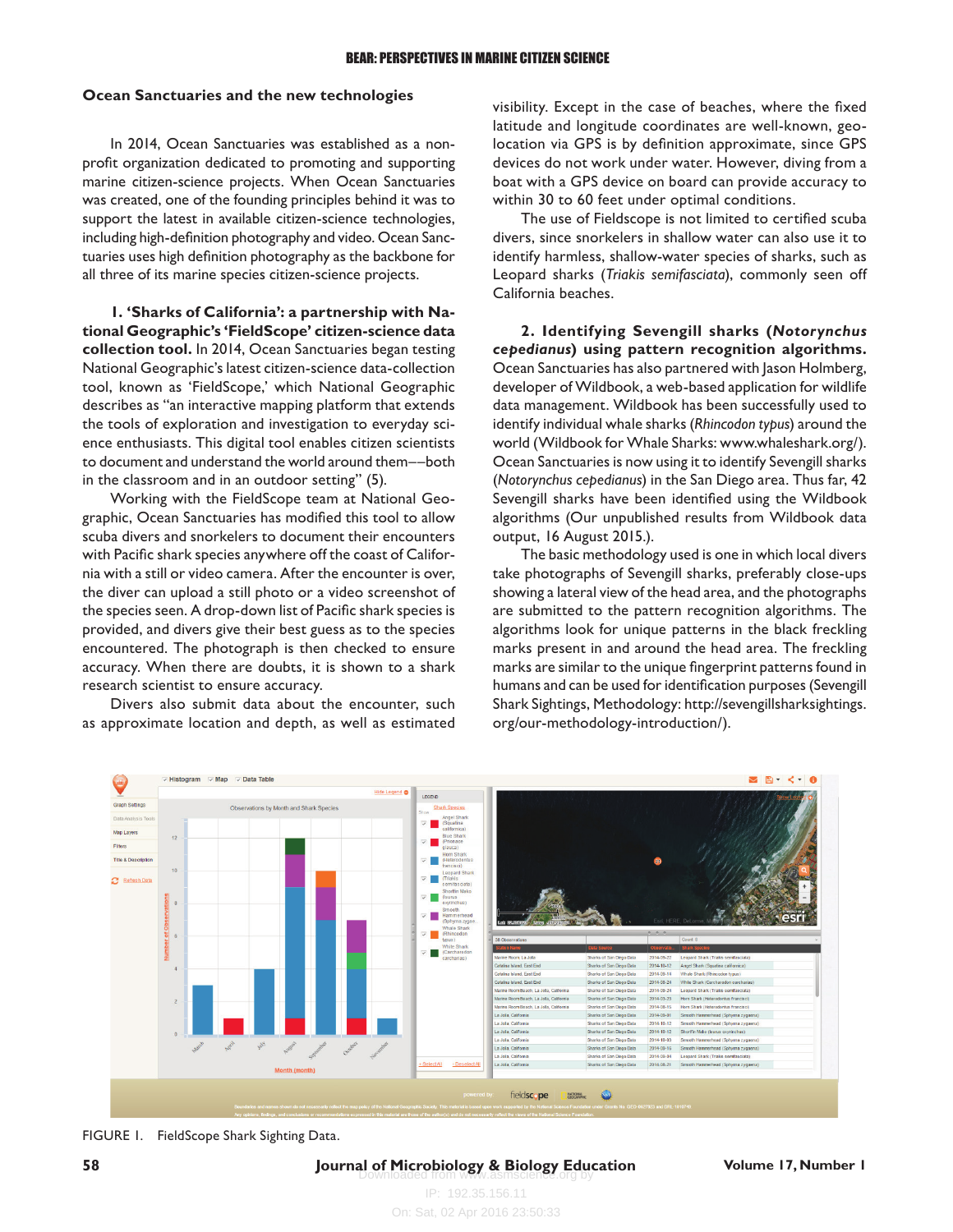### Ocean Sanctuaries and the new technologies

In 2014, Ocean Sanctuaries was established as a non-profit organization dedicated to promoting and supporting marine citizen-science projects. When Ocean Sanctuaries was created, one of the founding principles behind it was to support the latest in available citizen-science technologies, including high-definition photography and video. Ocean Sanctuaries uses high definition photography as the backbone for all three of its marine species citizen-science projects.

**1. 'Sharks of California': a partnership with National Geographic's 'FieldScope' citizen-science data collection tool.** In 2014, Ocean Sanctuaries began testing National Geographic's latest citizen-science data-collection tool, known as 'FieldScope,' which National Geographic describes as "an interactive mapping platform that extends the tools of exploration and investigation to everyday science enthusiasts. This digital tool enables citizen scientists to document and understand the world around them––both in the classroom and in an outdoor setting" (5).

Working with the FieldScope team at National Geographic, Ocean Sanctuaries has modified this tool to allow scuba divers and snorkelers to document their encounters with Pacific shark species anywhere off the coast of California with a still or video camera. After the encounter is over, the diver can upload a still photo or a video screenshot of the species seen. A drop-down list of Pacific shark species is provided, and divers give their best guess as to the species encountered. The photograph is then checked to ensure accuracy. When there are doubts, it is shown to a shark research scientist to ensure accuracy.

Divers also submit data about the encounter, such as approximate location and depth, as well as estimated visibility. Except in the case of beaches, where the fixed latitude and longitude coordinates are well-known, geo-location via GPS is by definition approximate, since GPS devices do not work under water. However, diving from a boat with a GPS device on board can provide accuracy to within 30 to 60 feet under optimal conditions.

The use of Fieldscope is not limited to certified scuba divers, since snorkelers in shallow water can also use it to identify harmless, shallow-water species of sharks, such as Leopard sharks (*Triakis semifasciata*), commonly seen off California beaches.

**2. Identifying Sevengill sharks (*Notorynchus cepedianus*) using pattern recognition algorithms.** Ocean Sanctuaries has also partnered with Jason Holmberg, developer of Wildbook, a web-based application for wildlife data management. Wildbook has been successfully used to identify individual whale sharks (*Rhincodon typus*) around the world (Wildbook for Whale Sharks: www.whaleshark.org/). Ocean Sanctuaries is now using it to identify Sevengill sharks (*Notorynchus cepedianus*) in the San Diego area. Thus far, 42 Sevengill sharks have been identified using the Wildbook algorithms (Our unpublished results from Wildbook data output, 16 August 2015.).

The basic methodology used is one in which local divers take photographs of Sevengill sharks, preferably close-ups showing a lateral view of the head area, and the photographs are submitted to the pattern recognition algorithms. The algorithms look for unique patterns in the black freckling marks present in and around the head area. The freckling marks are similar to the unique fingerprint patterns found in humans and can be used for identification purposes (Sevengill Shark Sightings, Methodology: http://sevengillsharksightings.org/our-methodology-introduction/).

FIGURE 1. FieldScope Shark Sighting Data.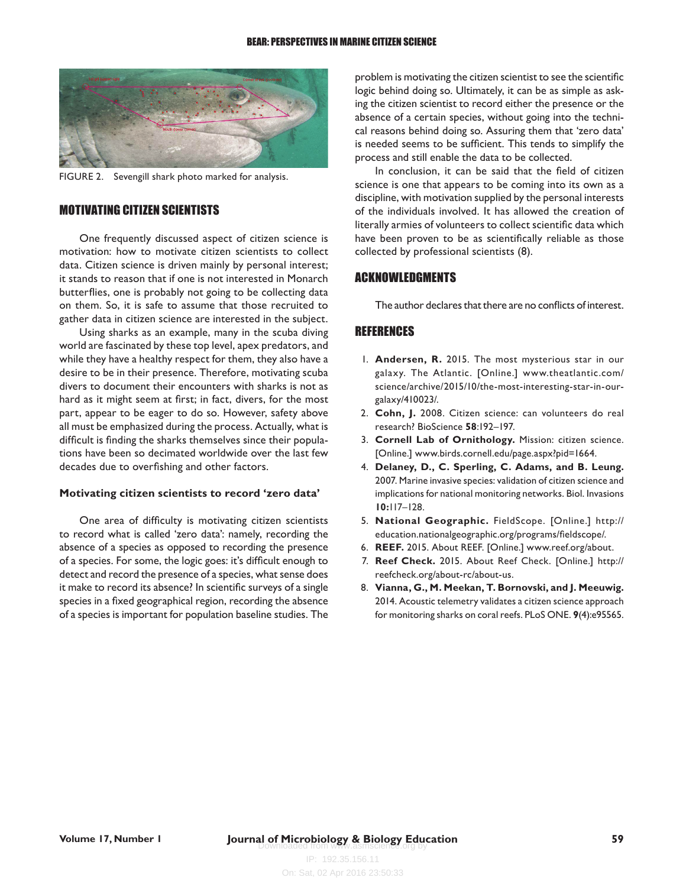FIGURE 2. Sevengill shark photo marked for analysis.

## MOTIVATING CITIZEN SCIENTISTS

One frequently discussed aspect of citizen science is motivation: how to motivate citizen scientists to collect data. Citizen science is driven mainly by personal interest; it stands to reason that if one is not interested in Monarch butterflies, one is probably not going to be collecting data on them. So, it is safe to assume that those recruited to gather data in citizen science are interested in the subject.

Using sharks as an example, many in the scuba diving world are fascinated by these top level, apex predators, and while they have a healthy respect for them, they also have a desire to be in their presence. Therefore, motivating scuba divers to document their encounters with sharks is not as hard as it might seem at first; in fact, divers, for the most part, appear to be eager to do so. However, safety above all must be emphasized during the process. Actually, what is difficult is finding the sharks themselves since their populations have been so decimated worldwide over the last few decades due to overfishing and other factors.

### Motivating citizen scientists to record 'zero data'

One area of difficulty is motivating citizen scientists to record what is called 'zero data': namely, recording the absence of a species as opposed to recording the presence of a species. For some, the logic goes: it's difficult enough to detect and record the presence of a species, what sense does it make to record its absence? In scientific surveys of a single species in a fixed geographical region, recording the absence of a species is important for population baseline studies. The problem is motivating the citizen scientist to see the scientific logic behind doing so. Ultimately, it can be as simple as asking the citizen scientist to record either the presence or the absence of a certain species, without going into the technical reasons behind doing so. Assuring them that 'zero data' is needed seems to be sufficient. This tends to simplify the process and still enable the data to be collected.

In conclusion, it can be said that the field of citizen science is one that appears to be coming into its own as a discipline, with motivation supplied by the personal interests of the individuals involved. It has allowed the creation of literally armies of volunteers to collect scientific data which have been proven to be as scientifically reliable as those collected by professional scientists (8).

## ACKNOWLEDGMENTS

The author declares that there are no conflicts of interest.

## REFERENCES

1. **Andersen, R.** 2015. The most mysterious star in our galaxy. The Atlantic. [Online.] www.theatlantic.com/science/archive/2015/10/the-most-interesting-star-in-our-galaxy/410023/.
2. **Cohn, J.** 2008. Citizen science: can volunteers do real research? BioScience **58**:192–197.
3. **Cornell Lab of Ornithology.** Mission: citizen science. [Online.] www.birds.cornell.edu/page.aspx?pid=1664.
4. **Delaney, D., C. Sperling, C. Adams, and B. Leung.** 2007. Marine invasive species: validation of citizen science and implications for national monitoring networks. Biol. Invasions **10:**117–128.
5. **National Geographic.** FieldScope. [Online.] http://education.nationalgeographic.org/programs/fieldscope/.
6. **REEF.** 2015. About REEF. [Online.] www.reef.org/about.
7. **Reef Check.** 2015. About Reef Check. [Online.] http://reefcheck.org/about-rc/about-us.
8. **Vianna, G., M. Meekan, T. Bornovski, and J. Meeuwig.** 2014. Acoustic telemetry validates a citizen science approach for monitoring sharks on coral reefs. PLoS ONE. **9**(4):e95565.